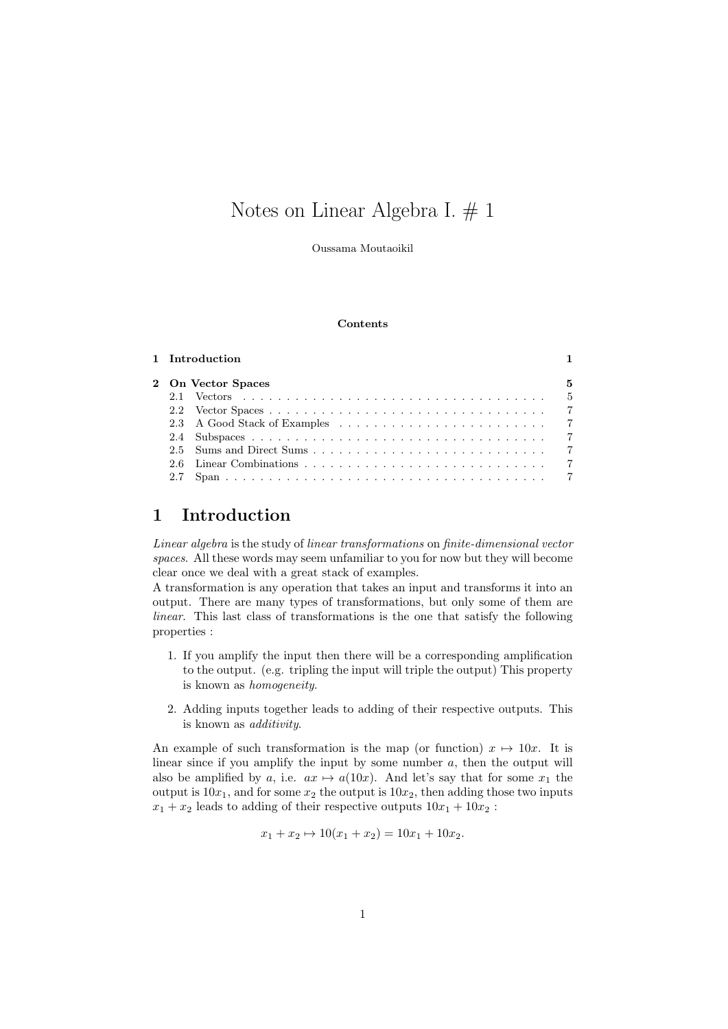# Notes on Linear Algebra I. # 1

Oussama Moutaoikil

**Contents**

| | | |
|---|---|---|
| **1** | **Introduction** | **1** |
| **2** | **On Vector Spaces** | **5** |
| 2.1 | Vectors | 5 |
| 2.2 | Vector Spaces | 7 |
| 2.3 | A Good Stack of Examples | 7 |
| 2.4 | Subspaces | 7 |
| 2.5 | Sums and Direct Sums | 7 |
| 2.6 | Linear Combinations | 7 |
| 2.7 | Span | 7 |

## 1 Introduction

*Linear algebra* is the study of *linear transformations* on *finite-dimensional vector spaces*. All these words may seem unfamiliar to you for now but they will become clear once we deal with a great stack of examples.
A transformation is any operation that takes an input and transforms it into an output. There are many types of transformations, but only some of them are *linear*. This last class of transformations is the one that satisfy the following properties :

1. If you amplify the input then there will be a corresponding amplification to the output. (e.g. tripling the input will triple the output) This property is known as *homogeneity*.
2. Adding inputs together leads to adding of their respective outputs. This is known as *additivity*.

An example of such transformation is the map (or function) $x \mapsto 10x$. It is linear since if you amplify the input by some number $a$, then the output will also be amplified by $a$, i.e. $ax \mapsto a(10x)$. And let's say that for some $x_1$ the output is $10x_1$, and for some $x_2$ the output is $10x_2$, then adding those two inputs $x_1 + x_2$ leads to adding of their respective outputs $10x_1 + 10x_2$ :

$$x_1 + x_2 \mapsto 10(x_1 + x_2) = 10x_1 + 10x_2.$$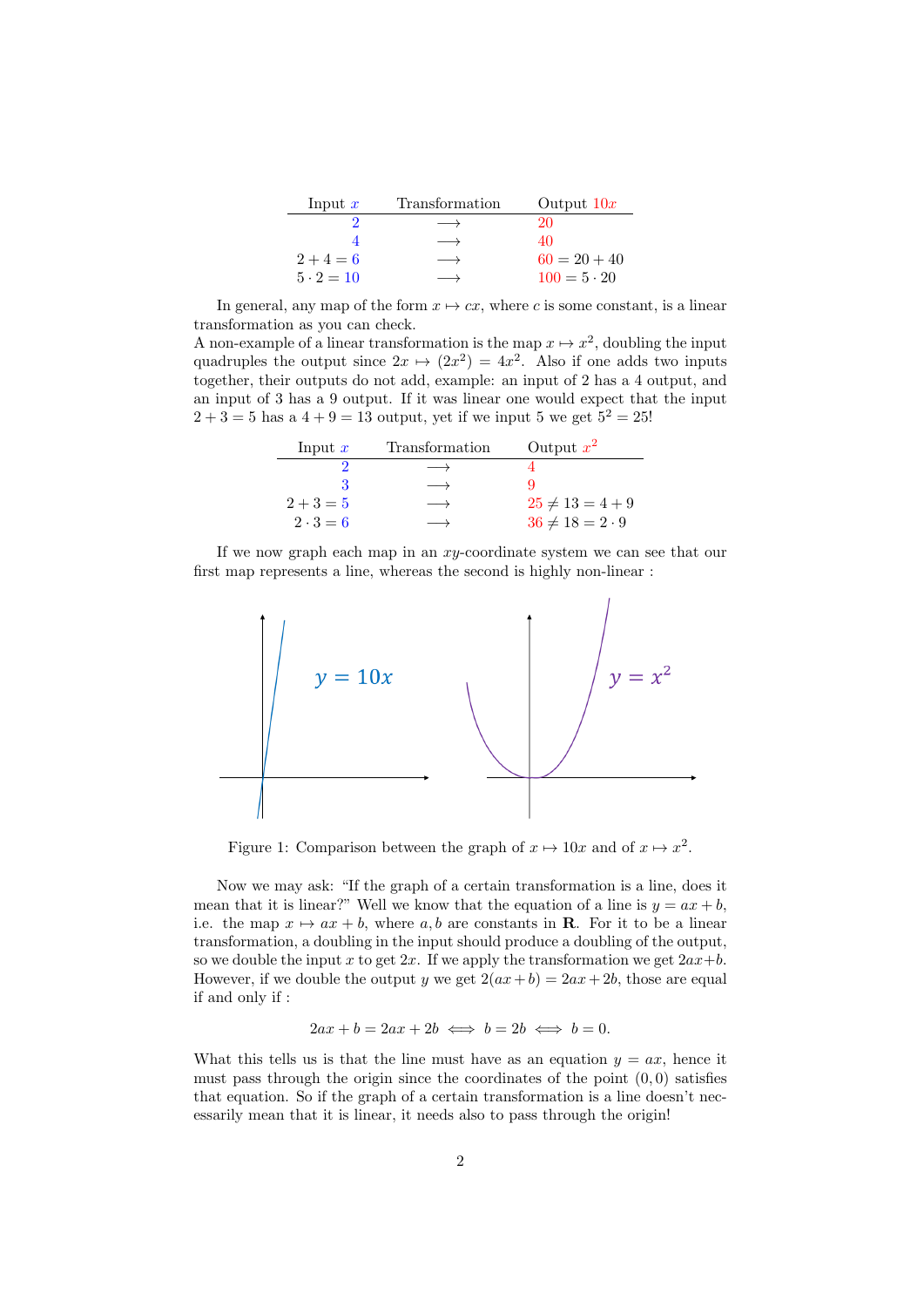| Input $x$ | Transformation | Output $10x$ |
|---|---|---|
| $2$ | $\longrightarrow$ | $20$ |
| $4$ | $\longrightarrow$ | $40$ |
| $2+4=6$ | $\longrightarrow$ | $60 = 20+40$ |
| $5 \cdot 2 = 10$ | $\longrightarrow$ | $100 = 5 \cdot 20$ |

In general, any map of the form $x \mapsto cx$, where $c$ is some constant, is a linear transformation as you can check.
A non-example of a linear transformation is the map $x \mapsto x^2$, doubling the input quadruples the output since $2x \mapsto (2x^2) = 4x^2$. Also if one adds two inputs together, their outputs do not add, example: an input of 2 has a 4 output, and an input of 3 has a 9 output. If it was linear one would expect that the input $2+3=5$ has a $4+9=13$ output, yet if we input 5 we get $5^2 = 25$!

| Input $x$ | Transformation | Output $x^2$ |
|---|---|---|
| $2$ | $\longrightarrow$ | $4$ |
| $3$ | $\longrightarrow$ | $9$ |
| $2+3=5$ | $\longrightarrow$ | $25 \neq 13 = 4+9$ |
| $2 \cdot 3 = 6$ | $\longrightarrow$ | $36 \neq 18 = 2 \cdot 9$ |

If we now graph each map in an $xy$-coordinate system we can see that our first map represents a line, whereas the second is highly non-linear :

Figure 1: Comparison between the graph of $x \mapsto 10x$ and of $x \mapsto x^2$.

Now we may ask: "If the graph of a certain transformation is a line, does it mean that it is linear?" Well we know that the equation of a line is $y = ax + b$, i.e. the map $x \mapsto ax + b$, where $a, b$ are constants in $\mathbf{R}$. For it to be a linear transformation, a doubling in the input should produce a doubling of the output, so we double the input $x$ to get $2x$. If we apply the transformation we get $2ax+b$. However, if we double the output $y$ we get $2(ax+b) = 2ax+2b$, those are equal if and only if :

$$2ax + b = 2ax + 2b \iff b = 2b \iff b = 0.$$

What this tells us is that the line must have as an equation $y = ax$, hence it must pass through the origin since the coordinates of the point $(0,0)$ satisfies that equation. So if the graph of a certain transformation is a line doesn't necessarily mean that it is linear, it needs also to pass through the origin!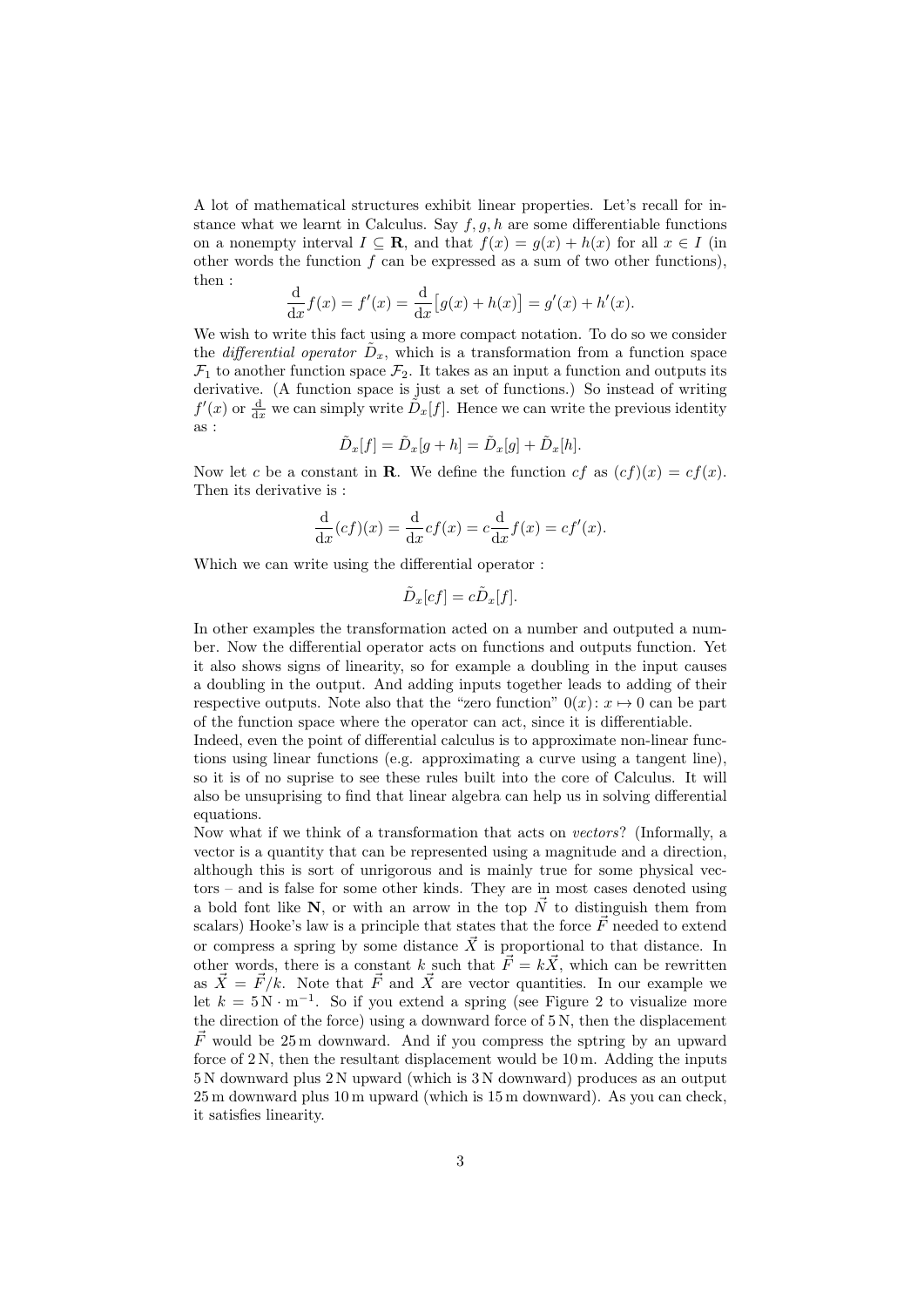A lot of mathematical structures exhibit linear properties. Let's recall for instance what we learnt in Calculus. Say $f, g, h$ are some differentiable functions on a nonempty interval $I \subseteq \mathbf{R}$, and that $f(x) = g(x) + h(x)$ for all $x \in I$ (in other words the function $f$ can be expressed as a sum of two other functions), then :

$$\frac{\mathrm{d}}{\mathrm{d}x} f(x) = f'(x) = \frac{\mathrm{d}}{\mathrm{d}x}\big[g(x) + h(x)\big] = g'(x) + h'(x).$$

We wish to write this fact using a more compact notation. To do so we consider the *differential operator* $\tilde{D}_x$, which is a transformation from a function space $\mathcal{F}_1$ to another function space $\mathcal{F}_2$. It takes as an input a function and outputs its derivative. (A function space is just a set of functions.) So instead of writing $f'(x)$ or $\frac{\mathrm{d}}{\mathrm{d}x}$ we can simply write $\tilde{D}_x[f]$. Hence we can write the previous identity as :

$$\tilde{D}_x[f] = \tilde{D}_x[g + h] = \tilde{D}_x[g] + \tilde{D}_x[h].$$

Now let $c$ be a constant in $\mathbf{R}$. We define the function $cf$ as $(cf)(x) = cf(x)$. Then its derivative is :

$$\frac{\mathrm{d}}{\mathrm{d}x}(cf)(x) = \frac{\mathrm{d}}{\mathrm{d}x} cf(x) = c\frac{\mathrm{d}}{\mathrm{d}x} f(x) = cf'(x).$$

Which we can write using the differential operator :

$$\tilde{D}_x[cf] = c\tilde{D}_x[f].$$

In other examples the transformation acted on a number and outputed a number. Now the differential operator acts on functions and outputs function. Yet it also shows signs of linearity, so for example a doubling in the input causes a doubling in the output. And adding inputs together leads to adding of their respective outputs. Note also that the "zero function" $0(x) \colon x \mapsto 0$ can be part of the function space where the operator can act, since it is differentiable.

Indeed, even the point of differential calculus is to approximate non-linear functions using linear functions (e.g. approximating a curve using a tangent line), so it is of no suprise to see these rules built into the core of Calculus. It will also be unsuprising to find that linear algebra can help us in solving differential equations.

Now what if we think of a transformation that acts on *vectors*? (Informally, a vector is a quantity that can be represented using a magnitude and a direction, although this is sort of unrigorous and is mainly true for some physical vectors – and is false for some other kinds. They are in most cases denoted using a bold font like $\mathbf{N}$, or with an arrow in the top $\vec{N}$ to distinguish them from scalars) Hooke's law is a principle that states that the force $\vec{F}$ needed to extend or compress a spring by some distance $\vec{X}$ is proportional to that distance. In other words, there is a constant $k$ such that $\vec{F} = k\vec{X}$, which can be rewritten as $\vec{X} = \vec{F}/k$. Note that $\vec{F}$ and $\vec{X}$ are vector quantities. In our example we let $k = 5\,\mathrm{N} \cdot \mathrm{m}^{-1}$. So if you extend a spring (see Figure 2 to visualize more the direction of the force) using a downward force of $5\,\mathrm{N}$, then the displacement $\vec{F}$ would be $25\,\mathrm{m}$ downward. And if you compress the sptring by an upward force of $2\,\mathrm{N}$, then the resultant displacement would be $10\,\mathrm{m}$. Adding the inputs $5\,\mathrm{N}$ downward plus $2\,\mathrm{N}$ upward (which is $3\,\mathrm{N}$ downward) produces as an output $25\,\mathrm{m}$ downward plus $10\,\mathrm{m}$ upward (which is $15\,\mathrm{m}$ downward). As you can check, it satisfies linearity.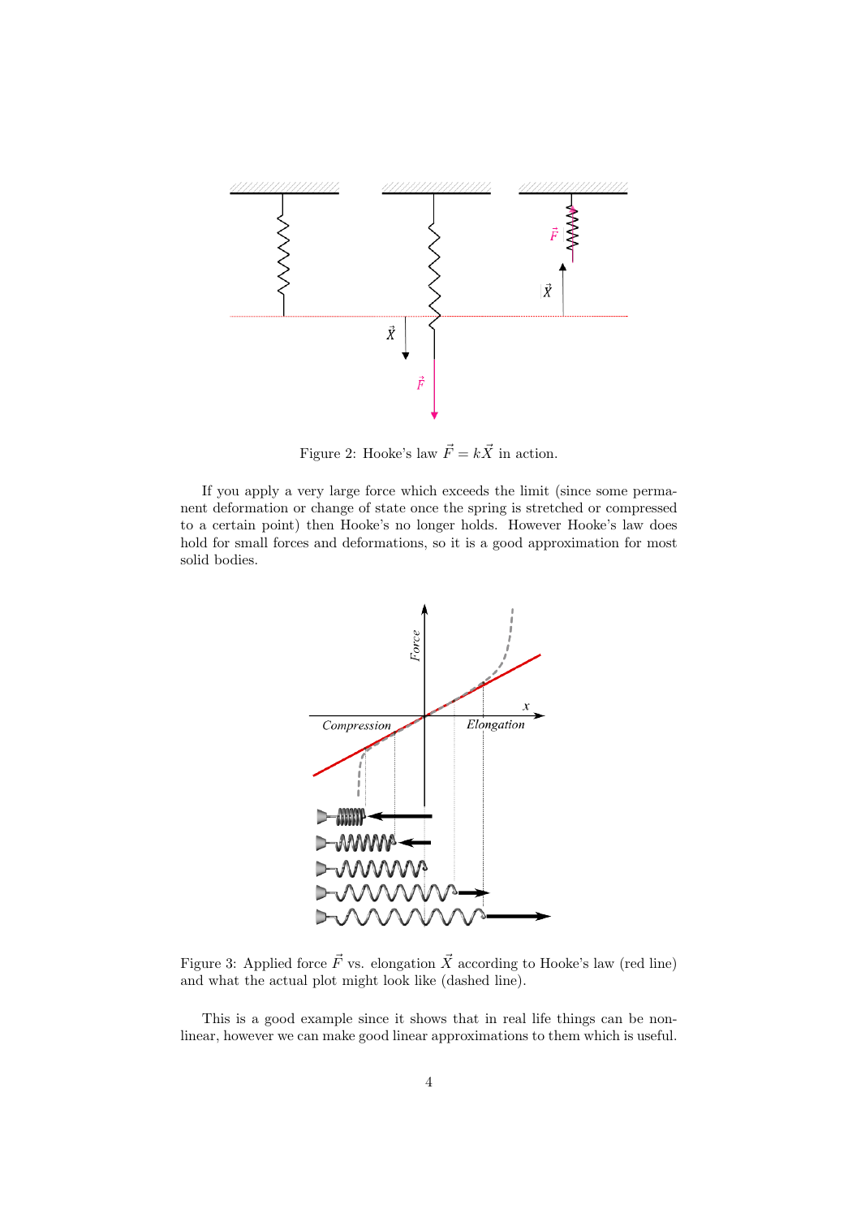Figure 2: Hooke's law $\vec{F} = k\vec{X}$ in action.

If you apply a very large force which exceeds the limit (since some permanent deformation or change of state once the spring is stretched or compressed to a certain point) then Hooke's no longer holds. However Hooke's law does hold for small forces and deformations, so it is a good approximation for most solid bodies.

Figure 3: Applied force $\vec{F}$ vs. elongation $\vec{X}$ according to Hooke's law (red line) and what the actual plot might look like (dashed line).

This is a good example since it shows that in real life things can be non-linear, however we can make good linear approximations to them which is useful.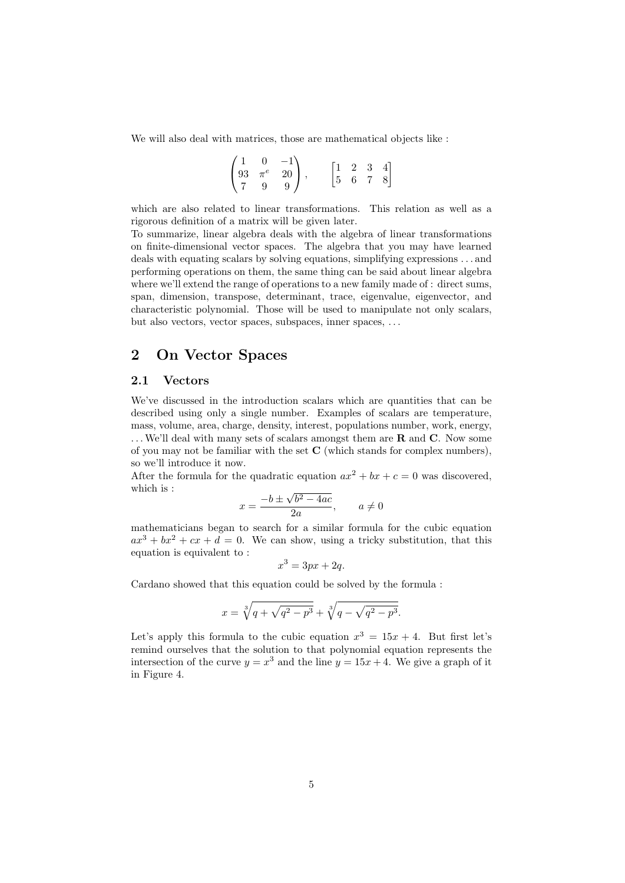We will also deal with matrices, those are mathematical objects like :

$$\begin{pmatrix} 1 & 0 & -1 \\ 93 & \pi^e & 20 \\ 7 & 9 & 9 \end{pmatrix}, \qquad \begin{bmatrix} 1 & 2 & 3 & 4 \\ 5 & 6 & 7 & 8 \end{bmatrix}$$

which are also related to linear transformations. This relation as well as a rigorous definition of a matrix will be given later.
To summarize, linear algebra deals with the algebra of linear transformations on finite-dimensional vector spaces. The algebra that you may have learned deals with equating scalars by solving equations, simplifying expressions . . . and performing operations on them, the same thing can be said about linear algebra where we'll extend the range of operations to a new family made of : direct sums, span, dimension, transpose, determinant, trace, eigenvalue, eigenvector, and characteristic polynomial. Those will be used to manipulate not only scalars, but also vectors, vector spaces, subspaces, inner spaces, . . .

# 2 On Vector Spaces

## 2.1 Vectors

We've discussed in the introduction scalars which are quantities that can be described using only a single number. Examples of scalars are temperature, mass, volume, area, charge, density, interest, populations number, work, energy, . . . We'll deal with many sets of scalars amongst them are $\mathbf{R}$ and $\mathbf{C}$. Now some of you may not be familiar with the set $\mathbf{C}$ (which stands for complex numbers), so we'll introduce it now.
After the formula for the quadratic equation $ax^2 + bx + c = 0$ was discovered, which is :

$$x = \frac{-b \pm \sqrt{b^2 - 4ac}}{2a}, \qquad a \neq 0$$

mathematicians began to search for a similar formula for the cubic equation $ax^3 + bx^2 + cx + d = 0$. We can show, using a tricky substitution, that this equation is equivalent to :

$$x^3 = 3px + 2q.$$

Cardano showed that this equation could be solved by the formula :

$$x = \sqrt[3]{q + \sqrt{q^2 - p^3}} + \sqrt[3]{q - \sqrt{q^2 - p^3}}.$$

Let's apply this formula to the cubic equation $x^3 = 15x + 4$. But first let's remind ourselves that the solution to that polynomial equation represents the intersection of the curve $y = x^3$ and the line $y = 15x + 4$. We give a graph of it in Figure 4.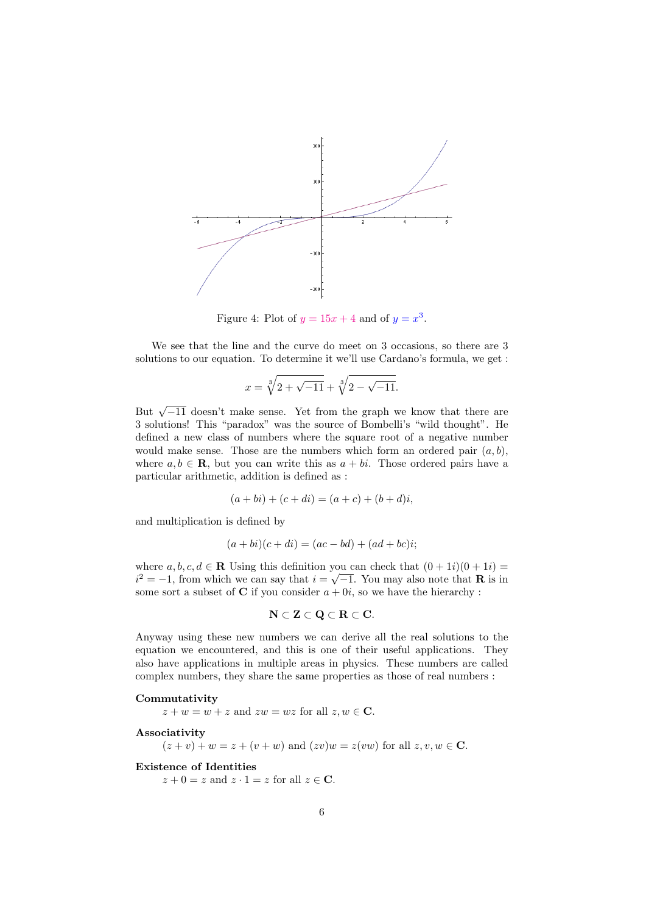Figure 4: Plot of $y = 15x + 4$ and of $y = x^3$.

We see that the line and the curve do meet on 3 occasions, so there are 3 solutions to our equation. To determine it we'll use Cardano's formula, we get :

$$x = \sqrt[3]{2 + \sqrt{-11}} + \sqrt[3]{2 - \sqrt{-11}}.$$

But $\sqrt{-11}$ doesn't make sense. Yet from the graph we know that there are 3 solutions! This "paradox" was the source of Bombelli's "wild thought". He defined a new class of numbers where the square root of a negative number would make sense. Those are the numbers which form an ordered pair $(a, b)$, where $a, b \in \mathbf{R}$, but you can write this as $a + bi$. Those ordered pairs have a particular arithmetic, addition is defined as :

$$(a + bi) + (c + di) = (a + c) + (b + d)i,$$

and multiplication is defined by

$$(a + bi)(c + di) = (ac - bd) + (ad + bc)i;$$

where $a, b, c, d \in \mathbf{R}$ Using this definition you can check that $(0 + 1i)(0 + 1i) = i^2 = -1$, from which we can say that $i = \sqrt{-1}$. You may also note that $\mathbf{R}$ is in some sort a subset of $\mathbf{C}$ if you consider $a + 0i$, so we have the hierarchy :

$$\mathbf{N} \subset \mathbf{Z} \subset \mathbf{Q} \subset \mathbf{R} \subset \mathbf{C}.$$

Anyway using these new numbers we can derive all the real solutions to the equation we encountered, and this is one of their useful applications. They also have applications in multiple areas in physics. These numbers are called complex numbers, they share the same properties as those of real numbers :

**Commutativity**
$z + w = w + z$ and $zw = wz$ for all $z, w \in \mathbf{C}$.

**Associativity**
$(z + v) + w = z + (v + w)$ and $(zv)w = z(vw)$ for all $z, v, w \in \mathbf{C}$.

**Existence of Identities**
$z + 0 = z$ and $z \cdot 1 = z$ for all $z \in \mathbf{C}$.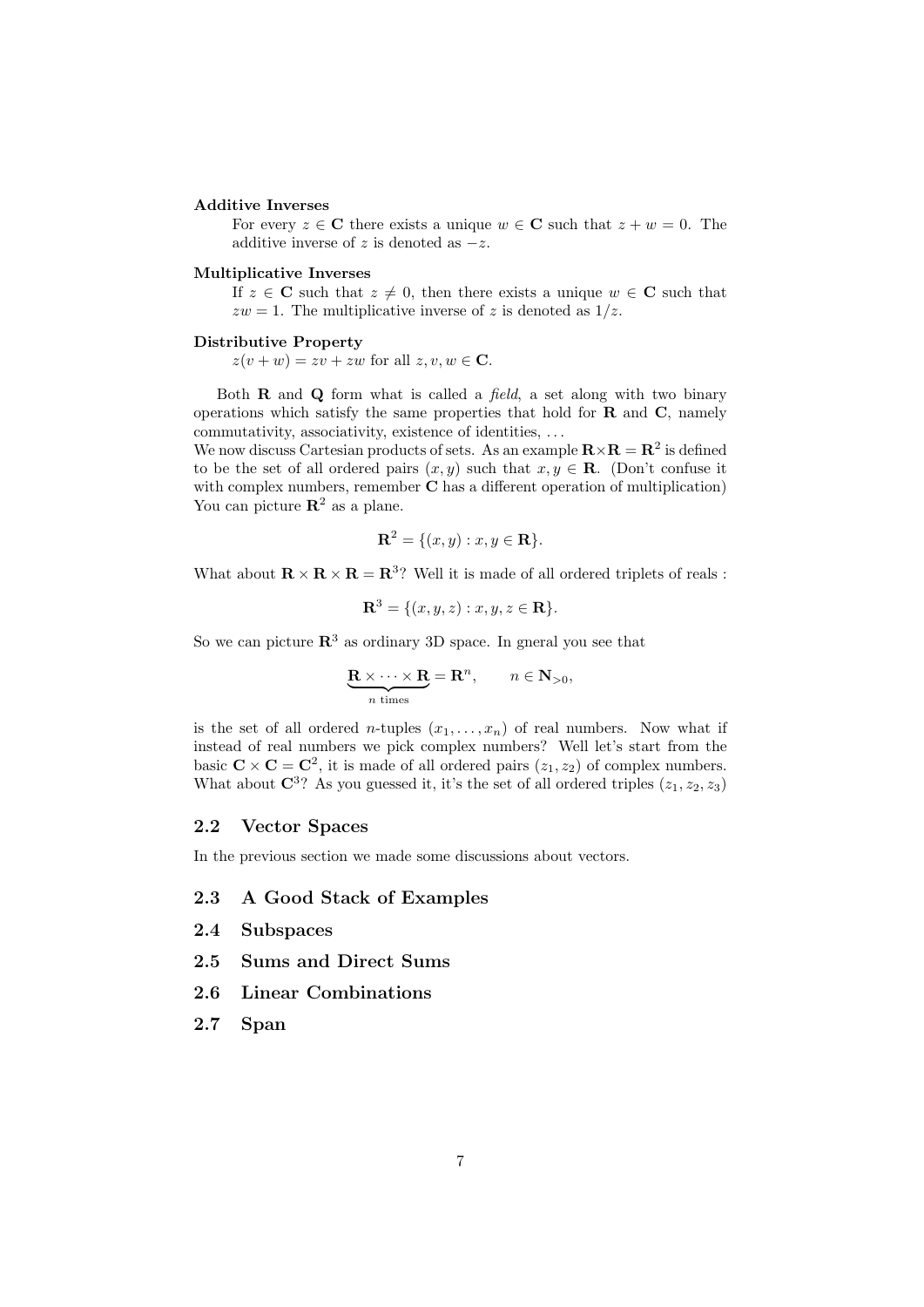**Additive Inverses**

For every $z \in \mathbf{C}$ there exists a unique $w \in \mathbf{C}$ such that $z + w = 0$. The additive inverse of $z$ is denoted as $-z$.

**Multiplicative Inverses**

If $z \in \mathbf{C}$ such that $z \neq 0$, then there exists a unique $w \in \mathbf{C}$ such that $zw = 1$. The multiplicative inverse of $z$ is denoted as $1/z$.

**Distributive Property**

$z(v + w) = zv + zw$ for all $z, v, w \in \mathbf{C}$.

Both $\mathbf{R}$ and $\mathbf{Q}$ form what is called a *field*, a set along with two binary operations which satisfy the same properties that hold for $\mathbf{R}$ and $\mathbf{C}$, namely commutativity, associativity, existence of identities, ...

We now discuss Cartesian products of sets. As an example $\mathbf{R} \times \mathbf{R} = \mathbf{R}^2$ is defined to be the set of all ordered pairs $(x, y)$ such that $x, y \in \mathbf{R}$. (Don't confuse it with complex numbers, remember $\mathbf{C}$ has a different operation of multiplication) You can picture $\mathbf{R}^2$ as a plane.

$$\mathbf{R}^2 = \{(x, y) : x, y \in \mathbf{R}\}.$$

What about $\mathbf{R} \times \mathbf{R} \times \mathbf{R} = \mathbf{R}^3$? Well it is made of all ordered triplets of reals :

$$\mathbf{R}^3 = \{(x, y, z) : x, y, z \in \mathbf{R}\}.$$

So we can picture $\mathbf{R}^3$ as ordinary 3D space. In gneral you see that

$$\underbrace{\mathbf{R} \times \cdots \times \mathbf{R}}_{n \text{ times}} = \mathbf{R}^n, \qquad n \in \mathbf{N}_{>0},$$

is the set of all ordered $n$-tuples $(x_1, \ldots, x_n)$ of real numbers. Now what if instead of real numbers we pick complex numbers? Well let's start from the basic $\mathbf{C} \times \mathbf{C} = \mathbf{C}^2$, it is made of all ordered pairs $(z_1, z_2)$ of complex numbers. What about $\mathbf{C}^3$? As you guessed it, it's the set of all ordered triples $(z_1, z_2, z_3)$

## 2.2 Vector Spaces

In the previous section we made some discussions about vectors.

## 2.3 A Good Stack of Examples

## 2.4 Subspaces

## 2.5 Sums and Direct Sums

## 2.6 Linear Combinations

## 2.7 Span